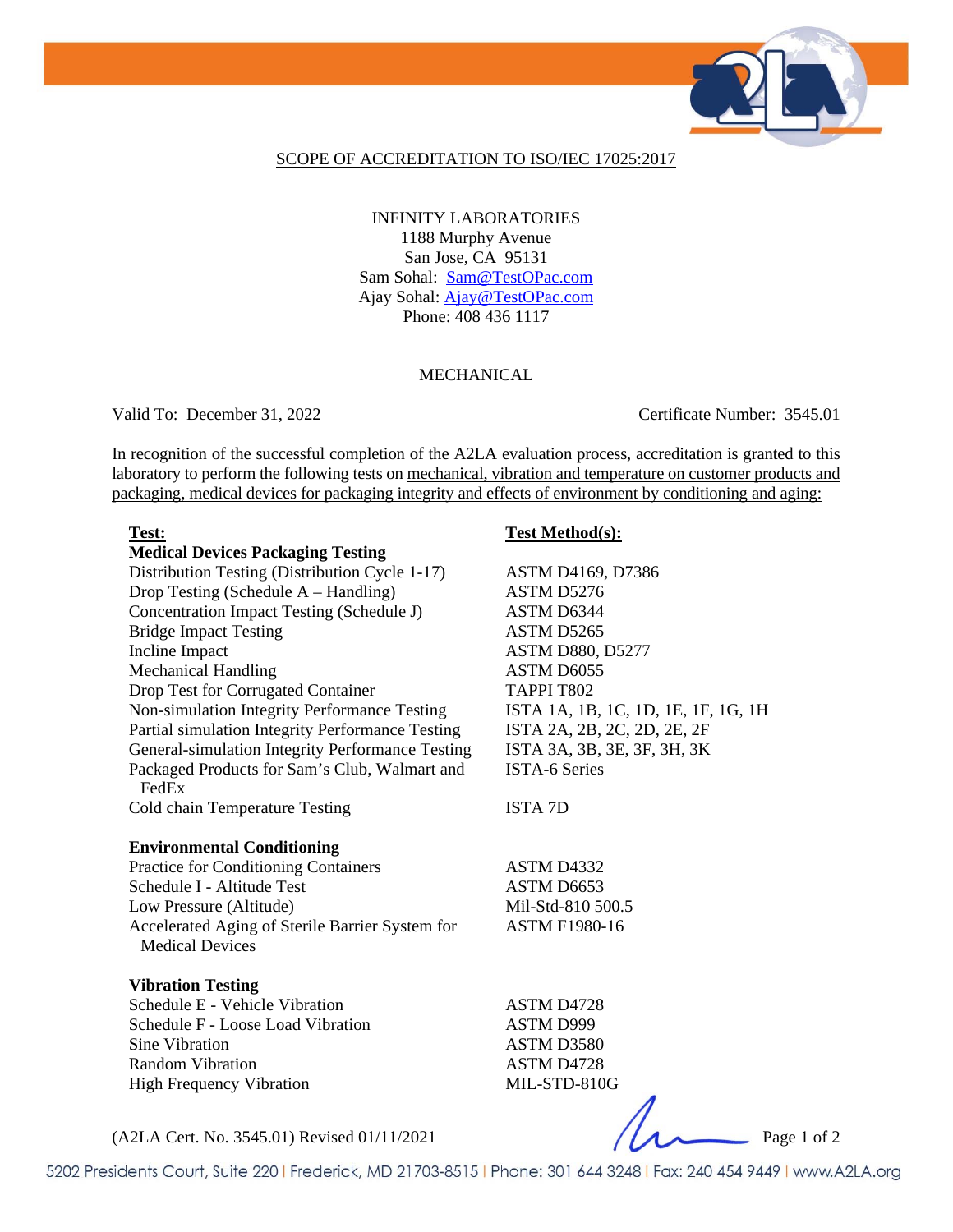## SCOPE OF ACCREDITATION TO ISO/IEC 17025:2017

INFINITY LABORATORIES
1188 Murphy Avenue
San Jose, CA 95131
Sam Sohal: Sam@TestOPac.com
Ajay Sohal: Ajay@TestOPac.com
Phone: 408 436 1117

### MECHANICAL

Valid To: December 31, 2022 Certificate Number: 3545.01

In recognition of the successful completion of the A2LA evaluation process, accreditation is granted to this laboratory to perform the following tests on mechanical, vibration and temperature on customer products and packaging, medical devices for packaging integrity and effects of environment by conditioning and aging:

| Test: | Test Method(s): |
|---|---|
| **Medical Devices Packaging Testing** | |
| Distribution Testing (Distribution Cycle 1-17) | ASTM D4169, D7386 |
| Drop Testing (Schedule A – Handling) | ASTM D5276 |
| Concentration Impact Testing (Schedule J) | ASTM D6344 |
| Bridge Impact Testing | ASTM D5265 |
| Incline Impact | ASTM D880, D5277 |
| Mechanical Handling | ASTM D6055 |
| Drop Test for Corrugated Container | TAPPI T802 |
| Non-simulation Integrity Performance Testing | ISTA 1A, 1B, 1C, 1D, 1E, 1F, 1G, 1H |
| Partial simulation Integrity Performance Testing | ISTA 2A, 2B, 2C, 2D, 2E, 2F |
| General-simulation Integrity Performance Testing | ISTA 3A, 3B, 3E, 3F, 3H, 3K |
| Packaged Products for Sam's Club, Walmart and FedEx | ISTA-6 Series |
| Cold chain Temperature Testing | ISTA 7D |
| **Environmental Conditioning** | |
| Practice for Conditioning Containers | ASTM D4332 |
| Schedule I - Altitude Test | ASTM D6653 |
| Low Pressure (Altitude) | Mil-Std-810 500.5 |
| Accelerated Aging of Sterile Barrier System for Medical Devices | ASTM F1980-16 |
| **Vibration Testing** | |
| Schedule E - Vehicle Vibration | ASTM D4728 |
| Schedule F - Loose Load Vibration | ASTM D999 |
| Sine Vibration | ASTM D3580 |
| Random Vibration | ASTM D4728 |
| High Frequency Vibration | MIL-STD-810G |

(A2LA Cert. No. 3545.01) Revised 01/11/2021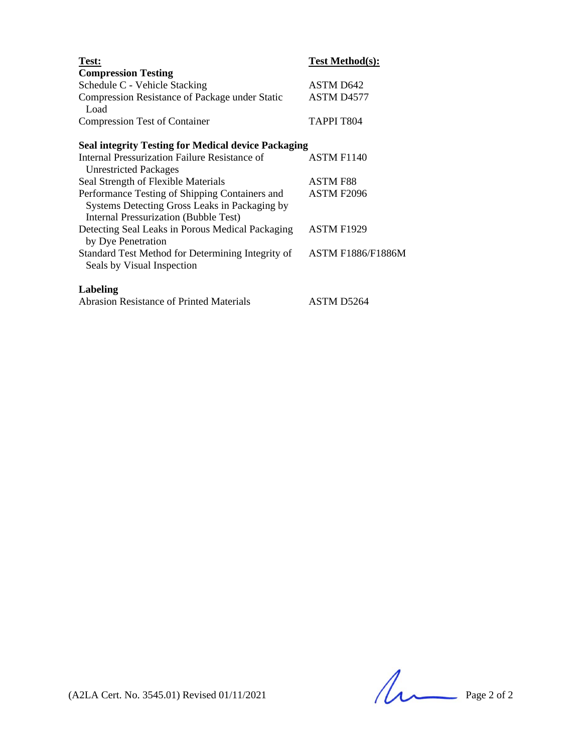| Test: | Test Method(s): |
|---|---|
| **Compression Testing** | |
| Schedule C - Vehicle Stacking | ASTM D642 |
| Compression Resistance of Package under Static Load | ASTM D4577 |
| Compression Test of Container | TAPPI T804 |
| **Seal integrity Testing for Medical device Packaging** | |
| Internal Pressurization Failure Resistance of Unrestricted Packages | ASTM F1140 |
| Seal Strength of Flexible Materials | ASTM F88 |
| Performance Testing of Shipping Containers and Systems Detecting Gross Leaks in Packaging by Internal Pressurization (Bubble Test) | ASTM F2096 |
| Detecting Seal Leaks in Porous Medical Packaging by Dye Penetration | ASTM F1929 |
| Standard Test Method for Determining Integrity of Seals by Visual Inspection | ASTM F1886/F1886M |
| **Labeling** | |
| Abrasion Resistance of Printed Materials | ASTM D5264 |

(A2LA Cert. No. 3545.01) Revised 01/11/2021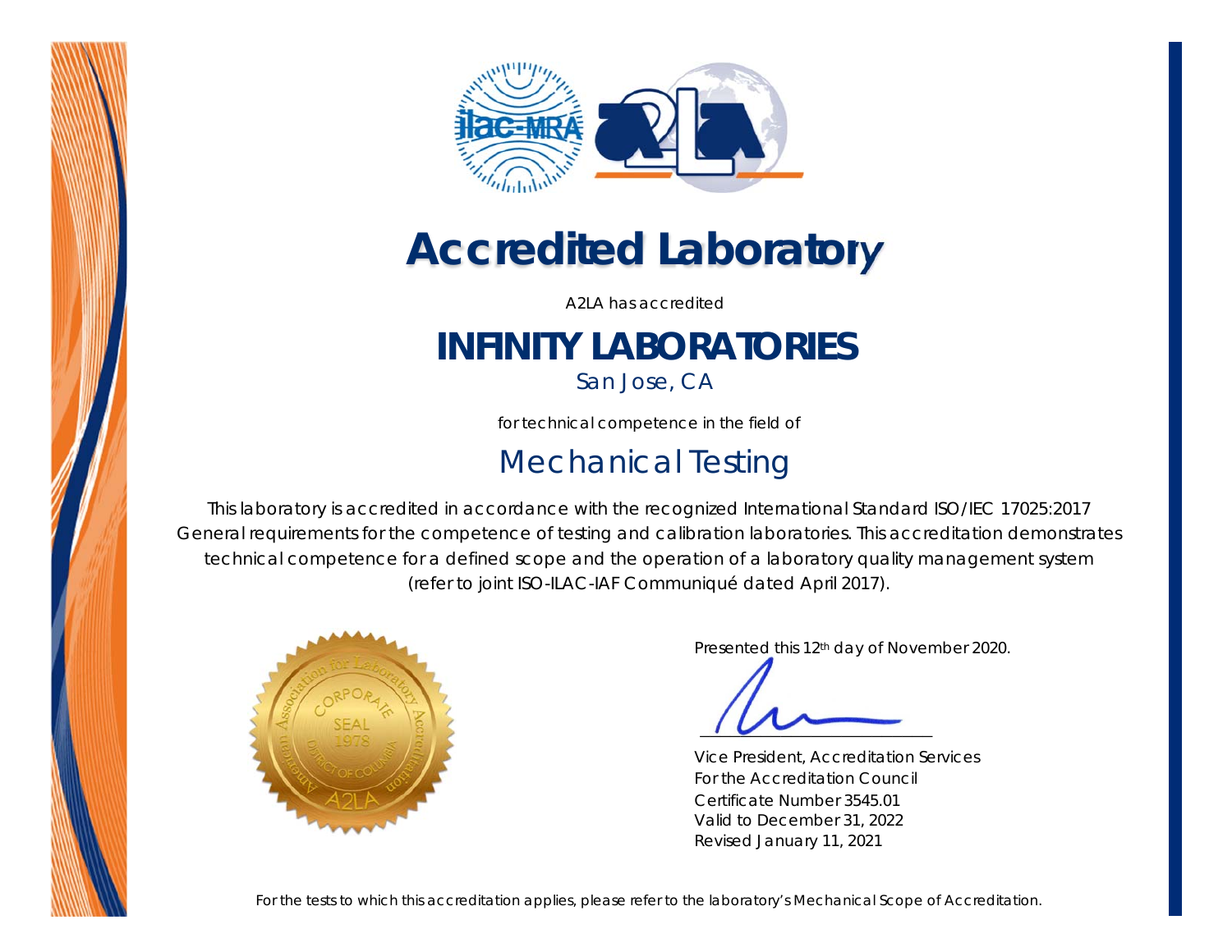# Accredited Laboratory

A2LA has accredited

## INFINITY LABORATORIES

San Jose, CA

for technical competence in the field of

## Mechanical Testing

This laboratory is accredited in accordance with the recognized International Standard ISO/IEC 17025:2017 General requirements for the competence of testing and calibration laboratories. This accreditation demonstrates technical competence for a defined scope and the operation of a laboratory quality management system (refer to joint ISO-ILAC-IAF Communiqué dated April 2017).

Presented this 12th day of November 2020.

Vice President, Accreditation Services
For the Accreditation Council
Certificate Number 3545.01
Valid to December 31, 2022
Revised January 11, 2021

For the tests to which this accreditation applies, please refer to the laboratory's Mechanical Scope of Accreditation.